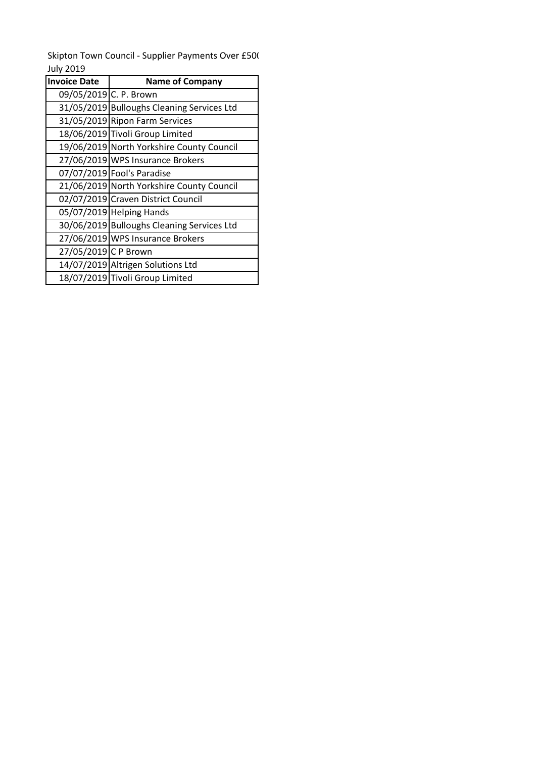Skipton Town Council - Supplier Payments Over £50(

July 2019

| Invoice Date | Name of Company |
|---|---|
| 09/05/2019 | C. P. Brown |
| 31/05/2019 | Bulloughs Cleaning Services Ltd |
| 31/05/2019 | Ripon Farm Services |
| 18/06/2019 | Tivoli Group Limited |
| 19/06/2019 | North Yorkshire County Council |
| 27/06/2019 | WPS Insurance Brokers |
| 07/07/2019 | Fool's Paradise |
| 21/06/2019 | North Yorkshire County Council |
| 02/07/2019 | Craven District Council |
| 05/07/2019 | Helping Hands |
| 30/06/2019 | Bulloughs Cleaning Services Ltd |
| 27/06/2019 | WPS Insurance Brokers |
| 27/05/2019 | C P Brown |
| 14/07/2019 | Altrigen Solutions Ltd |
| 18/07/2019 | Tivoli Group Limited |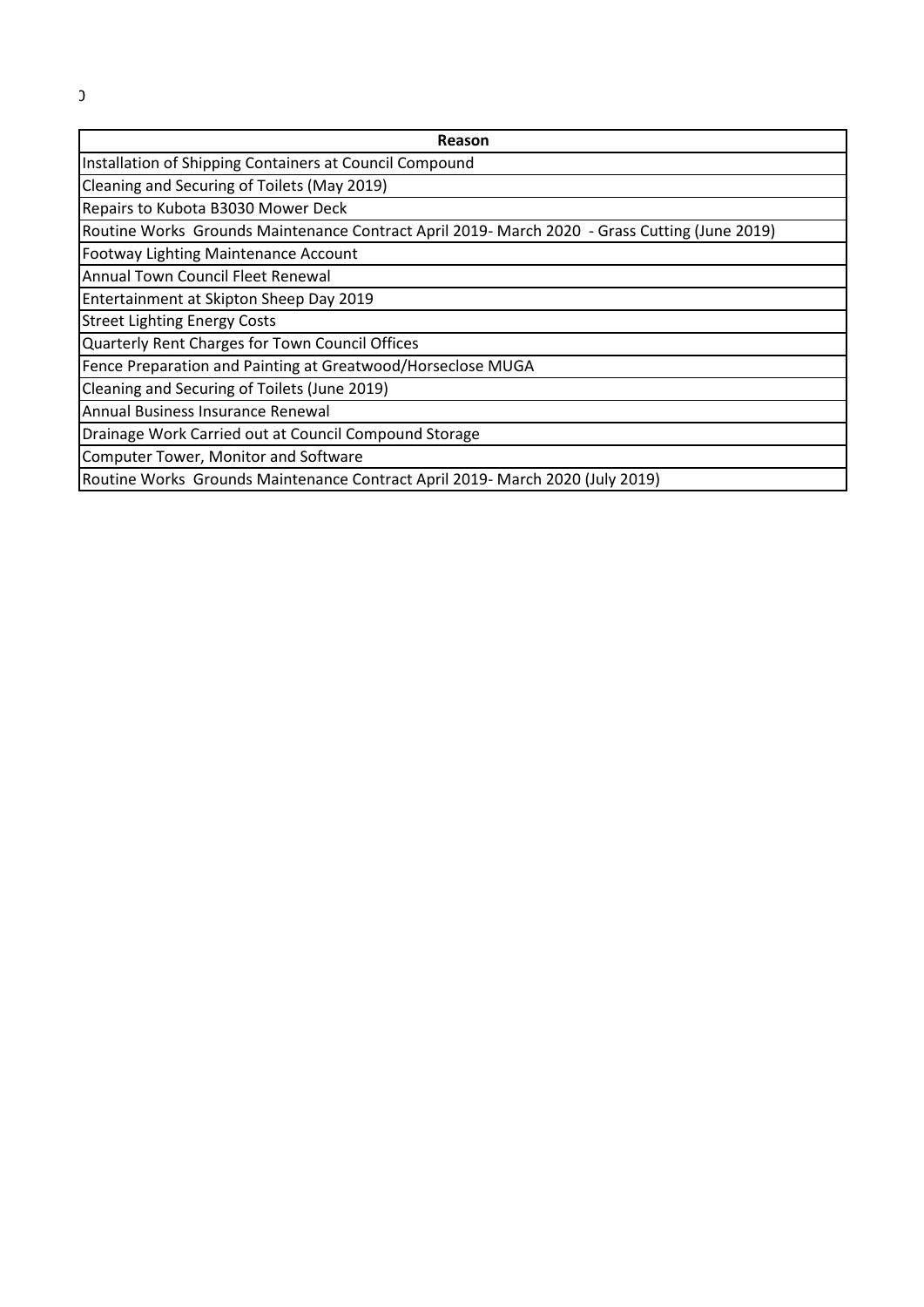| Reason |
| --- |
| Installation of Shipping Containers at Council Compound |
| Cleaning and Securing of Toilets (May 2019) |
| Repairs to Kubota B3030 Mower Deck |
| Routine Works Grounds Maintenance Contract April 2019- March 2020 - Grass Cutting (June 2019) |
| Footway Lighting Maintenance Account |
| Annual Town Council Fleet Renewal |
| Entertainment at Skipton Sheep Day 2019 |
| Street Lighting Energy Costs |
| Quarterly Rent Charges for Town Council Offices |
| Fence Preparation and Painting at Greatwood/Horseclose MUGA |
| Cleaning and Securing of Toilets (June 2019) |
| Annual Business Insurance Renewal |
| Drainage Work Carried out at Council Compound Storage |
| Computer Tower, Monitor and Software |
| Routine Works Grounds Maintenance Contract April 2019- March 2020 (July 2019) |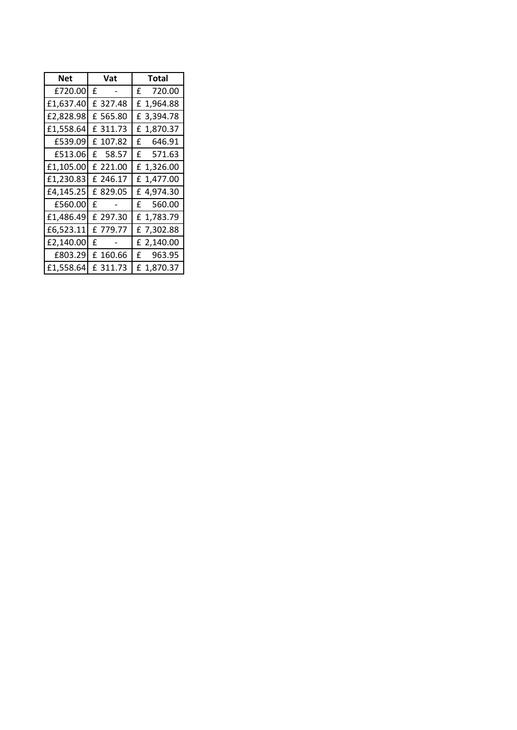| Net | Vat | Total |
|---|---|---|
| £720.00 | £ - | £ 720.00 |
| £1,637.40 | £ 327.48 | £ 1,964.88 |
| £2,828.98 | £ 565.80 | £ 3,394.78 |
| £1,558.64 | £ 311.73 | £ 1,870.37 |
| £539.09 | £ 107.82 | £ 646.91 |
| £513.06 | £ 58.57 | £ 571.63 |
| £1,105.00 | £ 221.00 | £ 1,326.00 |
| £1,230.83 | £ 246.17 | £ 1,477.00 |
| £4,145.25 | £ 829.05 | £ 4,974.30 |
| £560.00 | £ - | £ 560.00 |
| £1,486.49 | £ 297.30 | £ 1,783.79 |
| £6,523.11 | £ 779.77 | £ 7,302.88 |
| £2,140.00 | £ - | £ 2,140.00 |
| £803.29 | £ 160.66 | £ 963.95 |
| £1,558.64 | £ 311.73 | £ 1,870.37 |